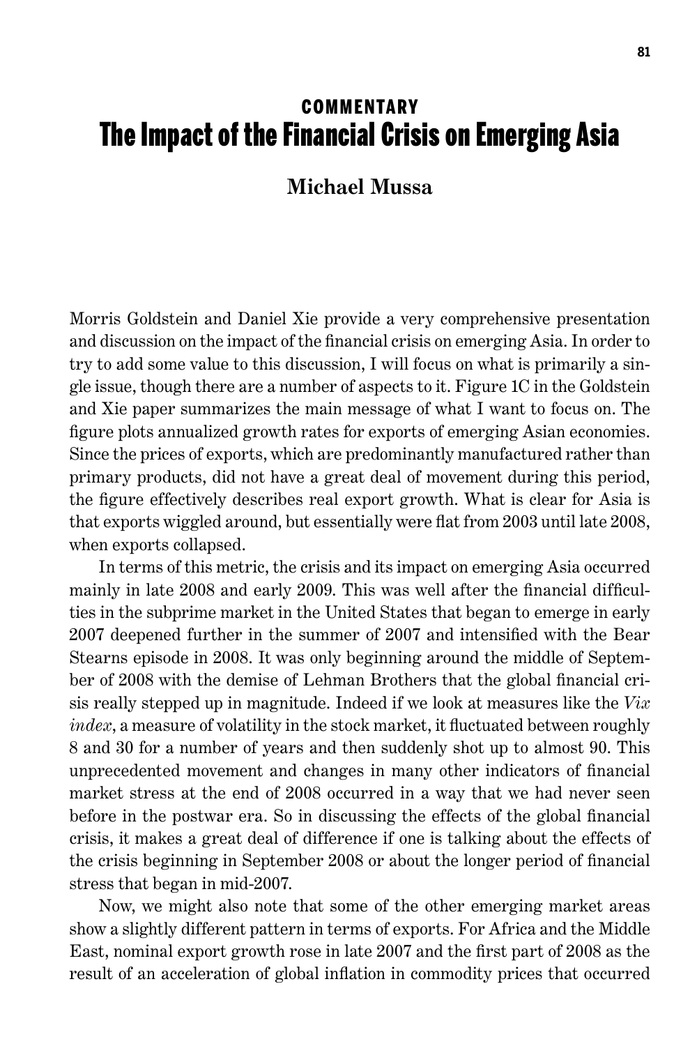COMMENTARY

# The Impact of the Financial Crisis on Emerging Asia

**Michael Mussa**

Morris Goldstein and Daniel Xie provide a very comprehensive presentation and discussion on the impact of the financial crisis on emerging Asia. In order to try to add some value to this discussion, I will focus on what is primarily a single issue, though there are a number of aspects to it. Figure 1C in the Goldstein and Xie paper summarizes the main message of what I want to focus on. The figure plots annualized growth rates for exports of emerging Asian economies. Since the prices of exports, which are predominantly manufactured rather than primary products, did not have a great deal of movement during this period, the figure effectively describes real export growth. What is clear for Asia is that exports wiggled around, but essentially were flat from 2003 until late 2008, when exports collapsed.

In terms of this metric, the crisis and its impact on emerging Asia occurred mainly in late 2008 and early 2009. This was well after the financial difficulties in the subprime market in the United States that began to emerge in early 2007 deepened further in the summer of 2007 and intensified with the Bear Stearns episode in 2008. It was only beginning around the middle of September of 2008 with the demise of Lehman Brothers that the global financial crisis really stepped up in magnitude. Indeed if we look at measures like the *Vix index*, a measure of volatility in the stock market, it fluctuated between roughly 8 and 30 for a number of years and then suddenly shot up to almost 90. This unprecedented movement and changes in many other indicators of financial market stress at the end of 2008 occurred in a way that we had never seen before in the postwar era. So in discussing the effects of the global financial crisis, it makes a great deal of difference if one is talking about the effects of the crisis beginning in September 2008 or about the longer period of financial stress that began in mid-2007.

Now, we might also note that some of the other emerging market areas show a slightly different pattern in terms of exports. For Africa and the Middle East, nominal export growth rose in late 2007 and the first part of 2008 as the result of an acceleration of global inflation in commodity prices that occurred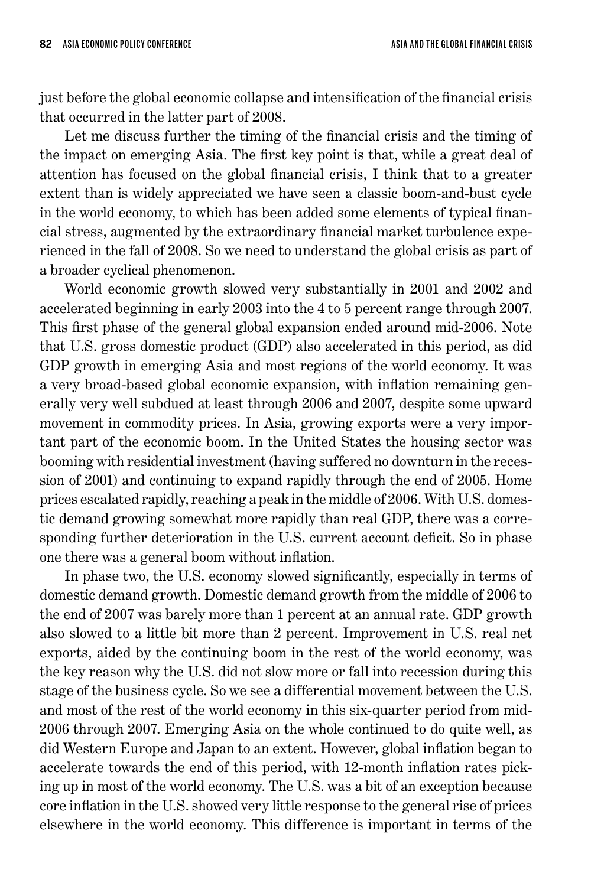just before the global economic collapse and intensification of the financial crisis that occurred in the latter part of 2008.

Let me discuss further the timing of the financial crisis and the timing of the impact on emerging Asia. The first key point is that, while a great deal of attention has focused on the global financial crisis, I think that to a greater extent than is widely appreciated we have seen a classic boom-and-bust cycle in the world economy, to which has been added some elements of typical financial stress, augmented by the extraordinary financial market turbulence experienced in the fall of 2008. So we need to understand the global crisis as part of a broader cyclical phenomenon.

World economic growth slowed very substantially in 2001 and 2002 and accelerated beginning in early 2003 into the 4 to 5 percent range through 2007. This first phase of the general global expansion ended around mid-2006. Note that U.S. gross domestic product (GDP) also accelerated in this period, as did GDP growth in emerging Asia and most regions of the world economy. It was a very broad-based global economic expansion, with inflation remaining generally very well subdued at least through 2006 and 2007, despite some upward movement in commodity prices. In Asia, growing exports were a very important part of the economic boom. In the United States the housing sector was booming with residential investment (having suffered no downturn in the recession of 2001) and continuing to expand rapidly through the end of 2005. Home prices escalated rapidly, reaching a peak in the middle of 2006. With U.S. domestic demand growing somewhat more rapidly than real GDP, there was a corresponding further deterioration in the U.S. current account deficit. So in phase one there was a general boom without inflation.

In phase two, the U.S. economy slowed significantly, especially in terms of domestic demand growth. Domestic demand growth from the middle of 2006 to the end of 2007 was barely more than 1 percent at an annual rate. GDP growth also slowed to a little bit more than 2 percent. Improvement in U.S. real net exports, aided by the continuing boom in the rest of the world economy, was the key reason why the U.S. did not slow more or fall into recession during this stage of the business cycle. So we see a differential movement between the U.S. and most of the rest of the world economy in this six-quarter period from mid-2006 through 2007. Emerging Asia on the whole continued to do quite well, as did Western Europe and Japan to an extent. However, global inflation began to accelerate towards the end of this period, with 12-month inflation rates picking up in most of the world economy. The U.S. was a bit of an exception because core inflation in the U.S. showed very little response to the general rise of prices elsewhere in the world economy. This difference is important in terms of the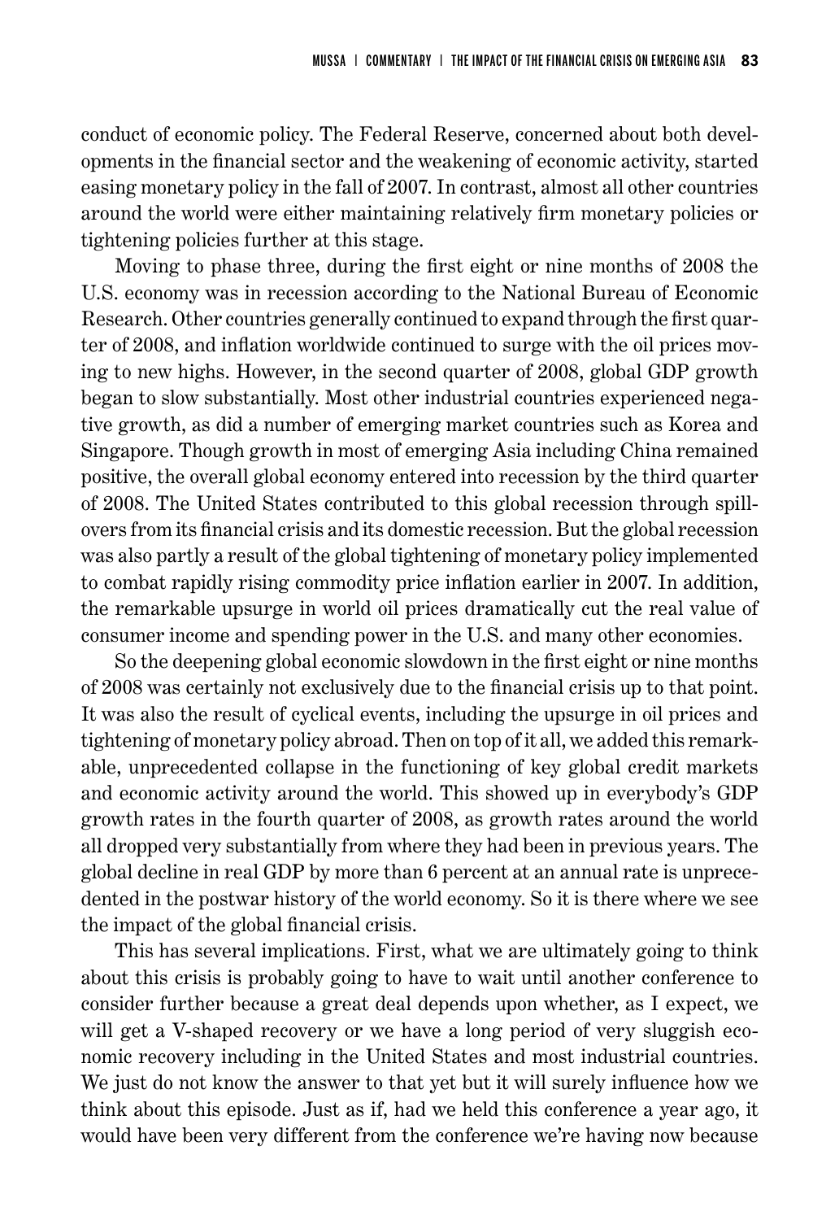conduct of economic policy. The Federal Reserve, concerned about both developments in the financial sector and the weakening of economic activity, started easing monetary policy in the fall of 2007. In contrast, almost all other countries around the world were either maintaining relatively firm monetary policies or tightening policies further at this stage.

Moving to phase three, during the first eight or nine months of 2008 the U.S. economy was in recession according to the National Bureau of Economic Research. Other countries generally continued to expand through the first quarter of 2008, and inflation worldwide continued to surge with the oil prices moving to new highs. However, in the second quarter of 2008, global GDP growth began to slow substantially. Most other industrial countries experienced negative growth, as did a number of emerging market countries such as Korea and Singapore. Though growth in most of emerging Asia including China remained positive, the overall global economy entered into recession by the third quarter of 2008. The United States contributed to this global recession through spillovers from its financial crisis and its domestic recession. But the global recession was also partly a result of the global tightening of monetary policy implemented to combat rapidly rising commodity price inflation earlier in 2007. In addition, the remarkable upsurge in world oil prices dramatically cut the real value of consumer income and spending power in the U.S. and many other economies.

So the deepening global economic slowdown in the first eight or nine months of 2008 was certainly not exclusively due to the financial crisis up to that point. It was also the result of cyclical events, including the upsurge in oil prices and tightening of monetary policy abroad. Then on top of it all, we added this remarkable, unprecedented collapse in the functioning of key global credit markets and economic activity around the world. This showed up in everybody's GDP growth rates in the fourth quarter of 2008, as growth rates around the world all dropped very substantially from where they had been in previous years. The global decline in real GDP by more than 6 percent at an annual rate is unprecedented in the postwar history of the world economy. So it is there where we see the impact of the global financial crisis.

This has several implications. First, what we are ultimately going to think about this crisis is probably going to have to wait until another conference to consider further because a great deal depends upon whether, as I expect, we will get a V-shaped recovery or we have a long period of very sluggish economic recovery including in the United States and most industrial countries. We just do not know the answer to that yet but it will surely influence how we think about this episode. Just as if, had we held this conference a year ago, it would have been very different from the conference we're having now because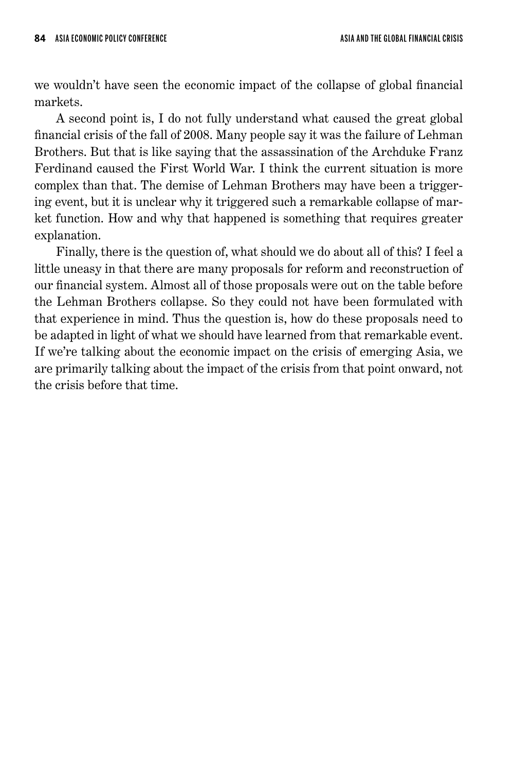we wouldn't have seen the economic impact of the collapse of global financial markets.

A second point is, I do not fully understand what caused the great global financial crisis of the fall of 2008. Many people say it was the failure of Lehman Brothers. But that is like saying that the assassination of the Archduke Franz Ferdinand caused the First World War. I think the current situation is more complex than that. The demise of Lehman Brothers may have been a triggering event, but it is unclear why it triggered such a remarkable collapse of market function. How and why that happened is something that requires greater explanation.

Finally, there is the question of, what should we do about all of this? I feel a little uneasy in that there are many proposals for reform and reconstruction of our financial system. Almost all of those proposals were out on the table before the Lehman Brothers collapse. So they could not have been formulated with that experience in mind. Thus the question is, how do these proposals need to be adapted in light of what we should have learned from that remarkable event. If we're talking about the economic impact on the crisis of emerging Asia, we are primarily talking about the impact of the crisis from that point onward, not the crisis before that time.